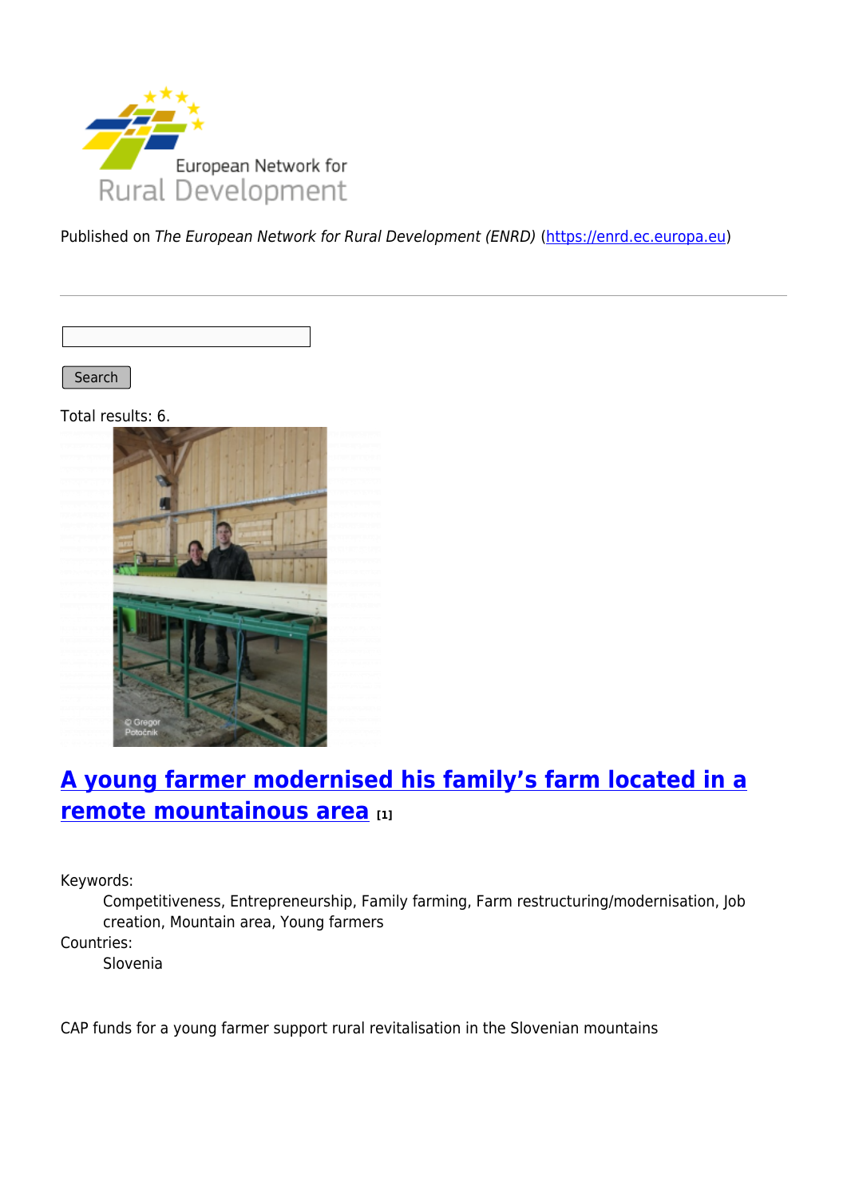Published on *The European Network for Rural Development (ENRD)* (https://enrd.ec.europa.eu)

Search

Total results: 6.

## A young farmer modernised his family's farm located in a remote mountainous area [1]

Keywords:
: Competitiveness, Entrepreneurship, Family farming, Farm restructuring/modernisation, Job creation, Mountain area, Young farmers

Countries:
: Slovenia

CAP funds for a young farmer support rural revitalisation in the Slovenian mountains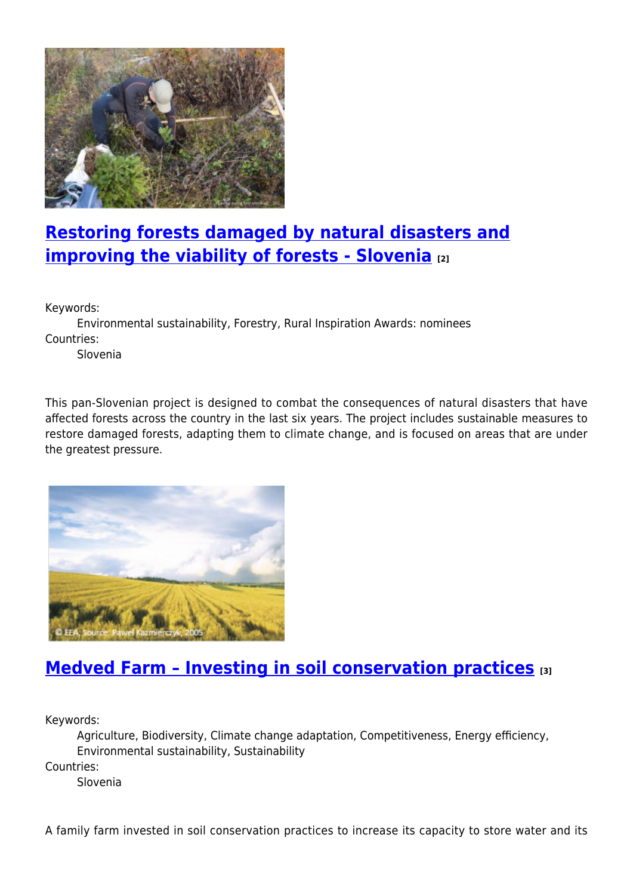## [Restoring forests damaged by natural disasters and improving the viability of forests - Slovenia](#) [2]

Keywords:
Environmental sustainability, Forestry, Rural Inspiration Awards: nominees
Countries:
Slovenia

This pan-Slovenian project is designed to combat the consequences of natural disasters that have affected forests across the country in the last six years. The project includes sustainable measures to restore damaged forests, adapting them to climate change, and is focused on areas that are under the greatest pressure.

## [Medved Farm – Investing in soil conservation practices](#) [3]

Keywords:
Agriculture, Biodiversity, Climate change adaptation, Competitiveness, Energy efficiency, Environmental sustainability, Sustainability
Countries:
Slovenia

A family farm invested in soil conservation practices to increase its capacity to store water and its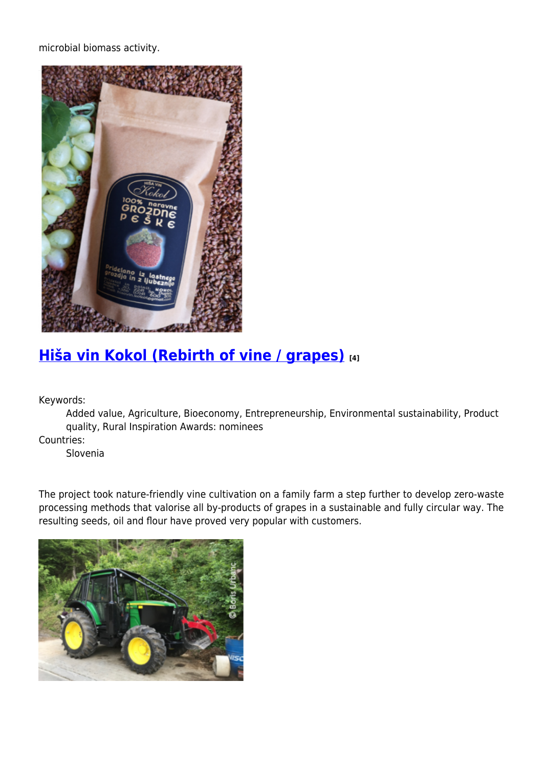microbial biomass activity.

## Hiša vin Kokol (Rebirth of vine / grapes) [4]

Keywords:

Added value, Agriculture, Bioeconomy, Entrepreneurship, Environmental sustainability, Product quality, Rural Inspiration Awards: nominees

Countries:

Slovenia

The project took nature-friendly vine cultivation on a family farm a step further to develop zero-waste processing methods that valorise all by-products of grapes in a sustainable and fully circular way. The resulting seeds, oil and flour have proved very popular with customers.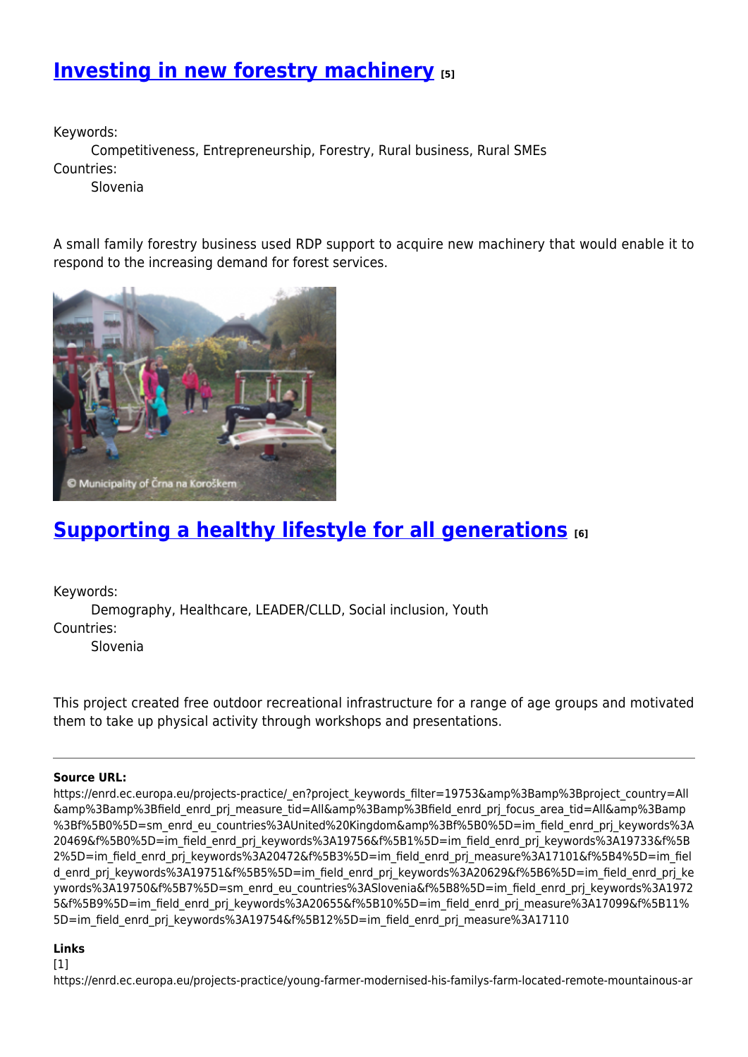## [Investing in new forestry machinery](#) [5]

Keywords:
Competitiveness, Entrepreneurship, Forestry, Rural business, Rural SMEs
Countries:
Slovenia

A small family forestry business used RDP support to acquire new machinery that would enable it to respond to the increasing demand for forest services.

© Municipality of Črna na Koroškem

## [Supporting a healthy lifestyle for all generations](#) [6]

Keywords:
Demography, Healthcare, LEADER/CLLD, Social inclusion, Youth
Countries:
Slovenia

This project created free outdoor recreational infrastructure for a range of age groups and motivated them to take up physical activity through workshops and presentations.

---

**Source URL:**
https://enrd.ec.europa.eu/projects-practice/_en?project_keywords_filter=19753&amp%3Bamp%3Bproject_country=All&amp%3Bamp%3Bfield_enrd_prj_measure_tid=All&amp%3Bamp%3Bfield_enrd_prj_focus_area_tid=All&amp%3Bamp%3Bf%5B0%5D=sm_enrd_eu_countries%3AUnited%20Kingdom&amp%3Bf%5B0%5D=im_field_enrd_prj_keywords%3A20469&f%5B0%5D=im_field_enrd_prj_keywords%3A19756&f%5B1%5D=im_field_enrd_prj_keywords%3A19733&f%5B2%5D=im_field_enrd_prj_keywords%3A20472&f%5B3%5D=im_field_enrd_prj_measure%3A17101&f%5B4%5D=im_field_enrd_prj_keywords%3A19751&f%5B5%5D=im_field_enrd_prj_keywords%3A20629&f%5B6%5D=im_field_enrd_prj_keywords%3A19750&f%5B7%5D=sm_enrd_eu_countries%3ASlovenia&f%5B8%5D=im_field_enrd_prj_keywords%3A19725&f%5B9%5D=im_field_enrd_prj_keywords%3A20655&f%5B10%5D=im_field_enrd_prj_measure%3A17099&f%5B11%5D=im_field_enrd_prj_keywords%3A19754&f%5B12%5D=im_field_enrd_prj_measure%3A17110

**Links**
[1]
https://enrd.ec.europa.eu/projects-practice/young-farmer-modernised-his-familys-farm-located-remote-mountainous-ar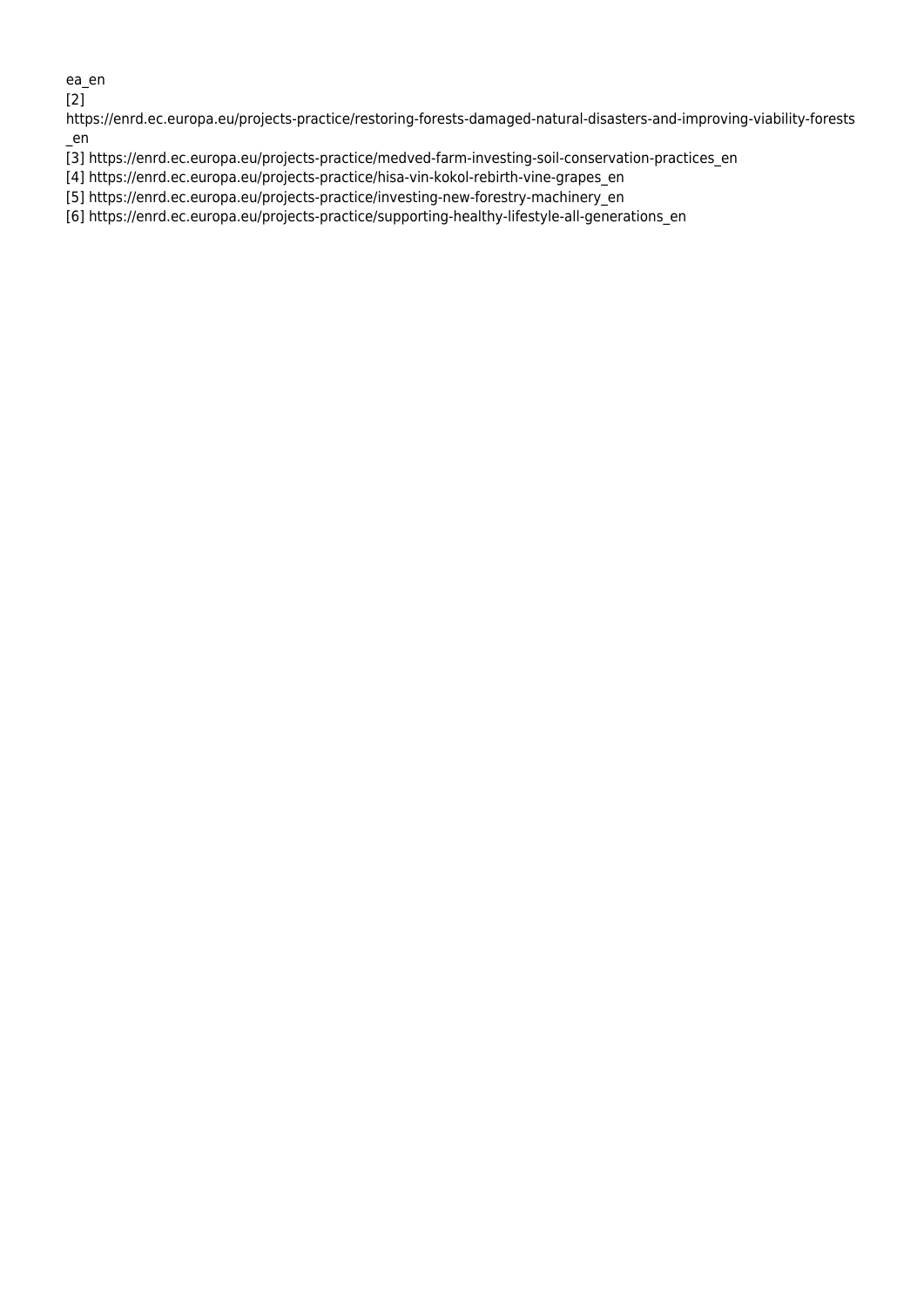ea_en
[2]
https://enrd.ec.europa.eu/projects-practice/restoring-forests-damaged-natural-disasters-and-improving-viability-forests_en
[3] https://enrd.ec.europa.eu/projects-practice/medved-farm-investing-soil-conservation-practices_en
[4] https://enrd.ec.europa.eu/projects-practice/hisa-vin-kokol-rebirth-vine-grapes_en
[5] https://enrd.ec.europa.eu/projects-practice/investing-new-forestry-machinery_en
[6] https://enrd.ec.europa.eu/projects-practice/supporting-healthy-lifestyle-all-generations_en